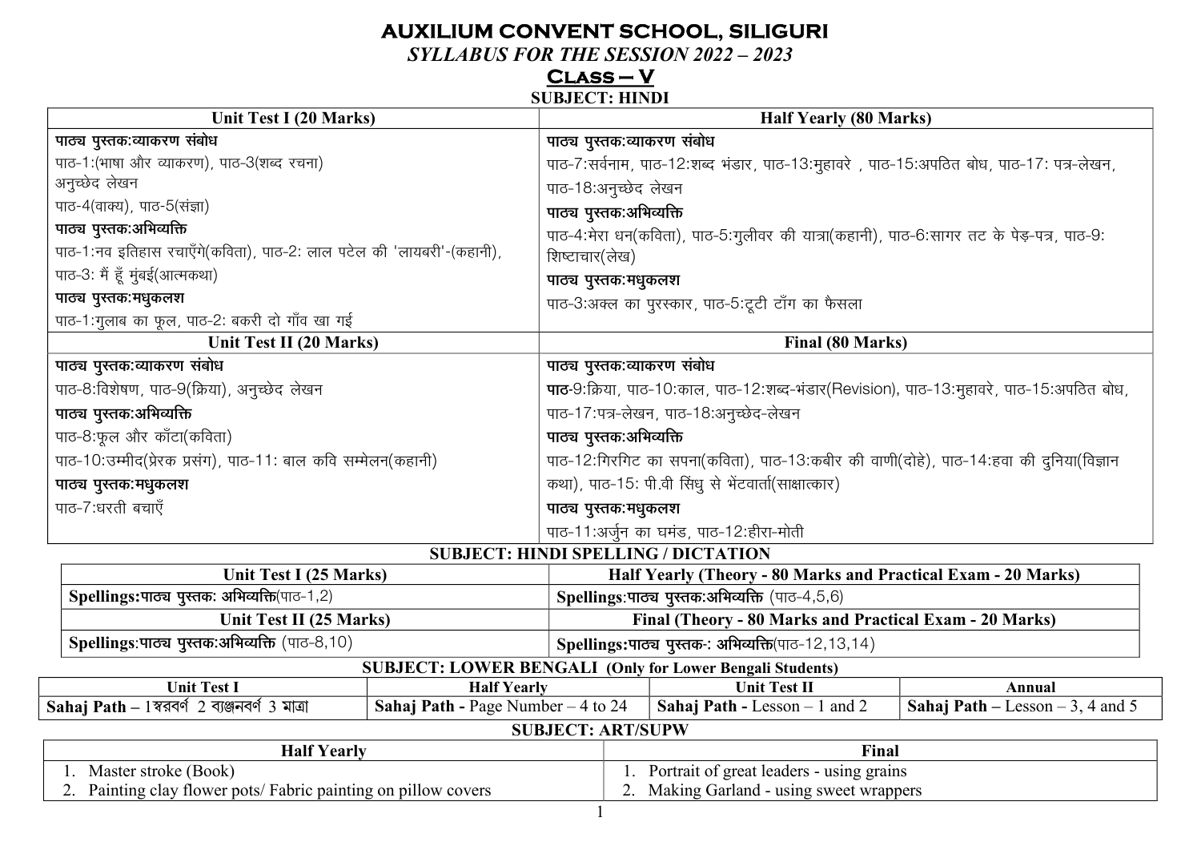# AUXILIUM CONVENT SCHOOL, SILIGURI

*SYLLABUS FOR THE SESSION 2022 – 2023*

## CLASS – V

### SUBJECT: HINDI

| Unit Test I (20 Marks) | Half Yearly (80 Marks) |
|---|---|
| **पाठ्य पुस्तक:व्याकरण संबोध**<br>पाठ-1:(भाषा और व्याकरण), पाठ-3(शब्द रचना)<br>अनुच्छेद लेखन<br>पाठ-4(वाक्य), पाठ-5(संज्ञा)<br>**पाठ्य पुस्तक:अभिव्यक्ति**<br>पाठ-1:नव इतिहास रचाएँगे(कविता), पाठ-2: लाल पटेल की 'लायबरी'-(कहानी),<br>पाठ-3: मैं हूँ मुंबई(आत्मकथा)<br>**पाठ्य पुस्तक:मधुकलश**<br>पाठ-1:गुलाब का फूल, पाठ-2: बकरी दो गाँव खा गई | **पाठ्य पुस्तक:व्याकरण संबोध**<br>पाठ-7:सर्वनाम, पाठ-12:शब्द भंडार, पाठ-13:मुहावरे , पाठ-15:अपठित बोध, पाठ-17: पत्र-लेखन,<br>पाठ-18:अनुच्छेद लेखन<br>**पाठ्य पुस्तक:अभिव्यक्ति**<br>पाठ-4:मेरा धन(कविता), पाठ-5:गुलीवर की यात्रा(कहानी), पाठ-6:सागर तट के पेड़-पत्र, पाठ-9:<br>शिष्टाचार(लेख)<br>**पाठ्य पुस्तक:मधुकलश**<br>पाठ-3:अक्ल का पुरस्कार, पाठ-5:टूटी टाँग का फैसला |
| **Unit Test II (20 Marks)** | **Final (80 Marks)** |
| **पाठ्य पुस्तक:व्याकरण संबोध**<br>पाठ-8:विशेषण, पाठ-9(क्रिया), अनुच्छेद लेखन<br>**पाठ्य पुस्तक:अभिव्यक्ति**<br>पाठ-8:फूल और काँटा(कविता)<br>पाठ-10:उम्मीद(प्रेरक प्रसंग), पाठ-11: बाल कवि सम्मेलन(कहानी)<br>**पाठ्य पुस्तक:मधुकलश**<br>पाठ-7:धरती बचाएँ | **पाठ्य पुस्तक:व्याकरण संबोध**<br>**पाठ**-9:क्रिया, पाठ-10:काल, पाठ-12:शब्द-भंडार(Revision), पाठ-13:मुहावरे, पाठ-15:अपठित बोध,<br>पाठ-17:पत्र-लेखन, पाठ-18:अनुच्छेद-लेखन<br>**पाठ्य पुस्तक:अभिव्यक्ति**<br>पाठ-12:गिरगिट का सपना(कविता), पाठ-13:कबीर की वाणी(दोहे), पाठ-14:हवा की दुनिया(विज्ञान<br>कथा), पाठ-15: पी.वी सिंधु से भेंटवार्ता(साक्षात्कार)<br>**पाठ्य पुस्तक:मधुकलश**<br>पाठ-11:अर्जुन का घमंड, पाठ-12:हीरा-मोती |

### SUBJECT: HINDI SPELLING / DICTATION

| Unit Test I (25 Marks) | Half Yearly (Theory - 80 Marks and Practical Exam - 20 Marks) |
|---|---|
| **Spellings:पाठ्य पुस्तक: अभिव्यक्ति**(पाठ-1,2) | **Spellings**:**पाठ्य पुस्तक:अभिव्यक्ति** (पाठ-4,5,6) |
| **Unit Test II (25 Marks)** | **Final (Theory - 80 Marks and Practical Exam - 20 Marks)** |
| **Spellings**:**पाठ्य पुस्तक:अभिव्यक्ति** (पाठ-8,10) | **Spellings:पाठ्य पुस्तक-: अभिव्यक्ति**(पाठ-12,13,14) |

### SUBJECT: LOWER BENGALI (Only for Lower Bengali Students)

| Unit Test I | Half Yearly | Unit Test II | Annual |
|---|---|---|---|
| **Sahaj Path** – 1स्वरवर्ण 2 व्यांजनवर्ण 3 मात्रा | **Sahaj Path -** Page Number – 4 to 24 | **Sahaj Path -** Lesson – 1 and 2 | **Sahaj Path –** Lesson – 3, 4 and 5 |

### SUBJECT: ART/SUPW

| Half Yearly | Final |
|---|---|
| 1. Master stroke (Book)<br>2. Painting clay flower pots/ Fabric painting on pillow covers | 1. Portrait of great leaders - using grains<br>2. Making Garland - using sweet wrappers |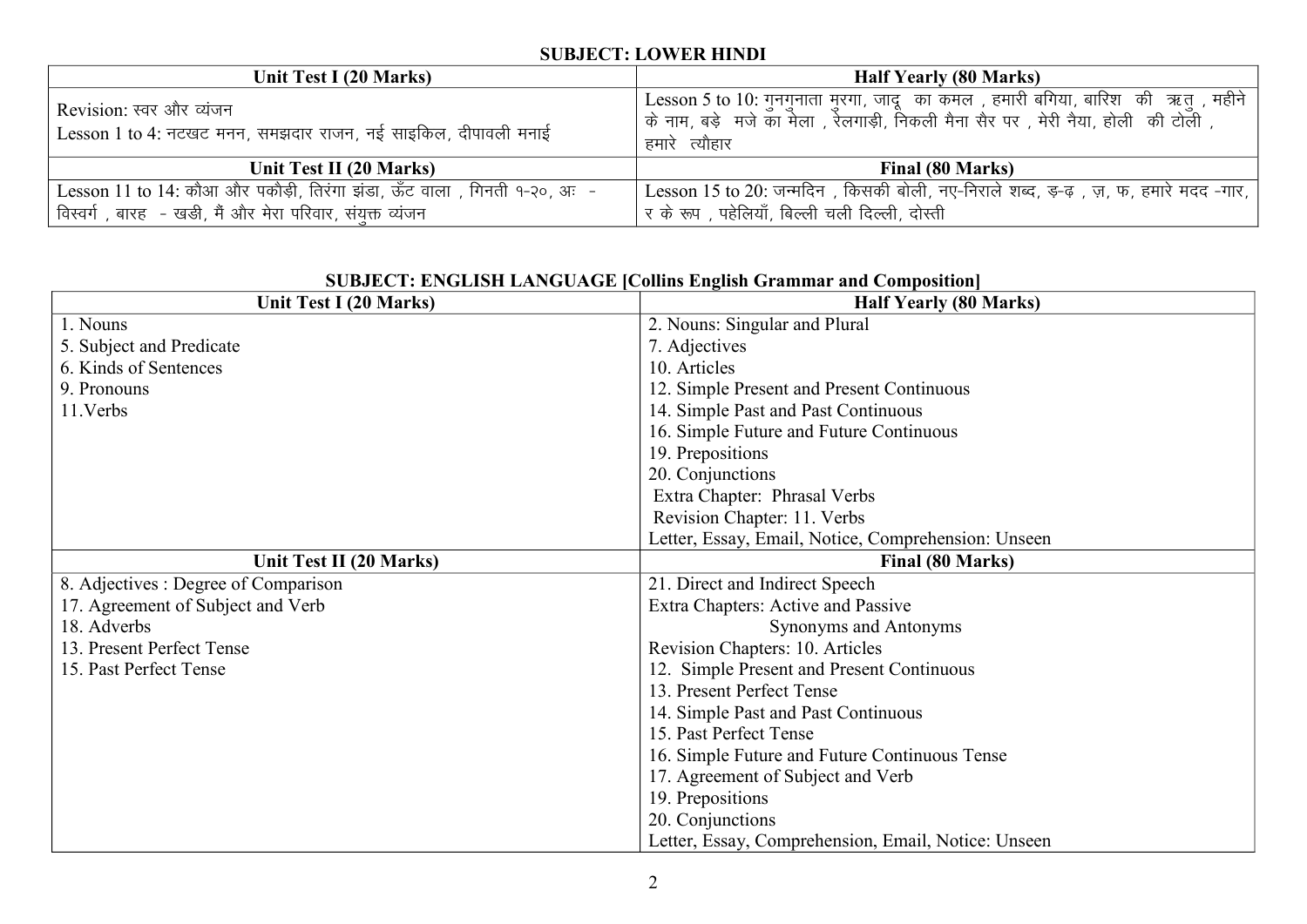**SUBJECT: LOWER HINDI**

| Unit Test I (20 Marks) | Half Yearly (80 Marks) |
|---|---|
| Revision: स्वर और व्यंजन<br>Lesson 1 to 4: नटखट मनन, समझदार राजन, नई साइकिल, दीपावली मनाई | Lesson 5 to 10: गुनगुनाता मुरगा, जादू का कमल , हमारी बगिया, बारिश की ऋतु , महीने के नाम, बड़े मजे का मेला , रेलगाड़ी, निकली मैना सैर पर , मेरी नैया, होली की टोली , हमारे त्यौहार |
| **Unit Test II (20 Marks)** | **Final (80 Marks)** |
| Lesson 11 to 14: कौआ और पकौड़ी, तिरंगा झंडा, ऊँट वाला , गिनती १-२०, अः - विस्वर्ग , बारह - खडी, मैं और मेरा परिवार, संयुक्त व्यंजन | Lesson 15 to 20: जन्मदिन , किसकी बोली, नए-निराले शब्द, ड़-ढ़ , ज़, फ़, हमारे मदद -गार, र के रूप , पहेलियाँ, बिल्ली चली दिल्ली, दोस्ती |

**SUBJECT: ENGLISH LANGUAGE [Collins English Grammar and Composition]**

| Unit Test I (20 Marks) | Half Yearly (80 Marks) |
|---|---|
| 1. Nouns<br>5. Subject and Predicate<br>6. Kinds of Sentences<br>9. Pronouns<br>11.Verbs | 2. Nouns: Singular and Plural<br>7. Adjectives<br>10. Articles<br>12. Simple Present and Present Continuous<br>14. Simple Past and Past Continuous<br>16. Simple Future and Future Continuous<br>19. Prepositions<br>20. Conjunctions<br>Extra Chapter: Phrasal Verbs<br>Revision Chapter: 11. Verbs<br>Letter, Essay, Email, Notice, Comprehension: Unseen |
| **Unit Test II (20 Marks)** | **Final (80 Marks)** |
| 8. Adjectives : Degree of Comparison<br>17. Agreement of Subject and Verb<br>18. Adverbs<br>13. Present Perfect Tense<br>15. Past Perfect Tense | 21. Direct and Indirect Speech<br>Extra Chapters: Active and Passive<br>Synonyms and Antonyms<br>Revision Chapters: 10. Articles<br>12. Simple Present and Present Continuous<br>13. Present Perfect Tense<br>14. Simple Past and Past Continuous<br>15. Past Perfect Tense<br>16. Simple Future and Future Continuous Tense<br>17. Agreement of Subject and Verb<br>19. Prepositions<br>20. Conjunctions<br>Letter, Essay, Comprehension, Email, Notice: Unseen |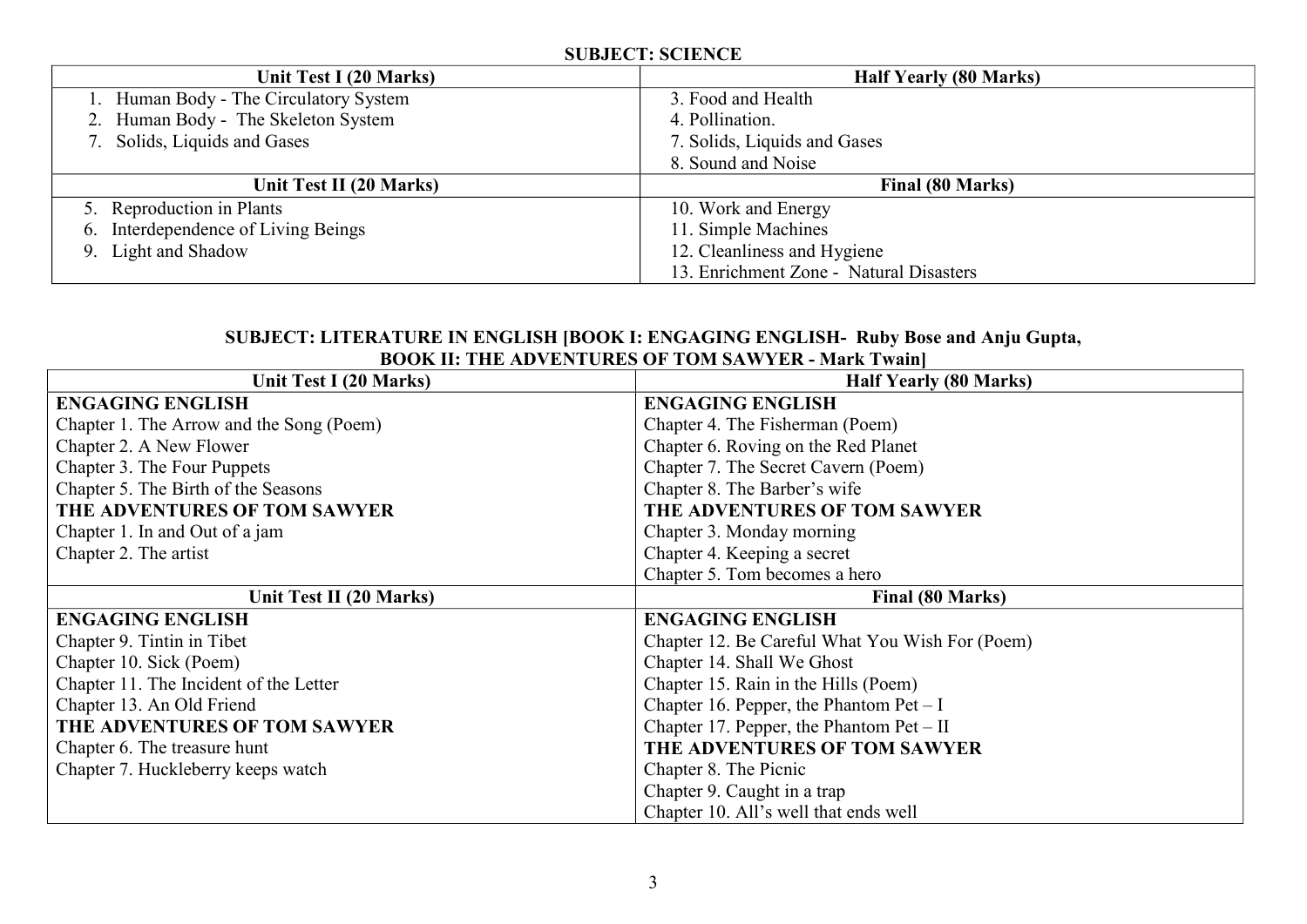**SUBJECT: SCIENCE**

| Unit Test I (20 Marks) | Half Yearly (80 Marks) |
|---|---|
| 1. Human Body - The Circulatory System<br>2. Human Body - The Skeleton System<br>7. Solids, Liquids and Gases | 3. Food and Health<br>4. Pollination.<br>7. Solids, Liquids and Gases<br>8. Sound and Noise |
| **Unit Test II (20 Marks)** | **Final (80 Marks)** |
| 5. Reproduction in Plants<br>6. Interdependence of Living Beings<br>9. Light and Shadow | 10. Work and Energy<br>11. Simple Machines<br>12. Cleanliness and Hygiene<br>13. Enrichment Zone - Natural Disasters |

**SUBJECT: LITERATURE IN ENGLISH [BOOK I: ENGAGING ENGLISH- Ruby Bose and Anju Gupta, BOOK II: THE ADVENTURES OF TOM SAWYER - Mark Twain]**

| Unit Test I (20 Marks) | Half Yearly (80 Marks) |
|---|---|
| **ENGAGING ENGLISH**<br>Chapter 1. The Arrow and the Song (Poem)<br>Chapter 2. A New Flower<br>Chapter 3. The Four Puppets<br>Chapter 5. The Birth of the Seasons<br>**THE ADVENTURES OF TOM SAWYER**<br>Chapter 1. In and Out of a jam<br>Chapter 2. The artist | **ENGAGING ENGLISH**<br>Chapter 4. The Fisherman (Poem)<br>Chapter 6. Roving on the Red Planet<br>Chapter 7. The Secret Cavern (Poem)<br>Chapter 8. The Barber's wife<br>**THE ADVENTURES OF TOM SAWYER**<br>Chapter 3. Monday morning<br>Chapter 4. Keeping a secret<br>Chapter 5. Tom becomes a hero |
| **Unit Test II (20 Marks)** | **Final (80 Marks)** |
| **ENGAGING ENGLISH**<br>Chapter 9. Tintin in Tibet<br>Chapter 10. Sick (Poem)<br>Chapter 11. The Incident of the Letter<br>Chapter 13. An Old Friend<br>**THE ADVENTURES OF TOM SAWYER**<br>Chapter 6. The treasure hunt<br>Chapter 7. Huckleberry keeps watch | **ENGAGING ENGLISH**<br>Chapter 12. Be Careful What You Wish For (Poem)<br>Chapter 14. Shall We Ghost<br>Chapter 15. Rain in the Hills (Poem)<br>Chapter 16. Pepper, the Phantom Pet – I<br>Chapter 17. Pepper, the Phantom Pet – II<br>**THE ADVENTURES OF TOM SAWYER**<br>Chapter 8. The Picnic<br>Chapter 9. Caught in a trap<br>Chapter 10. All's well that ends well |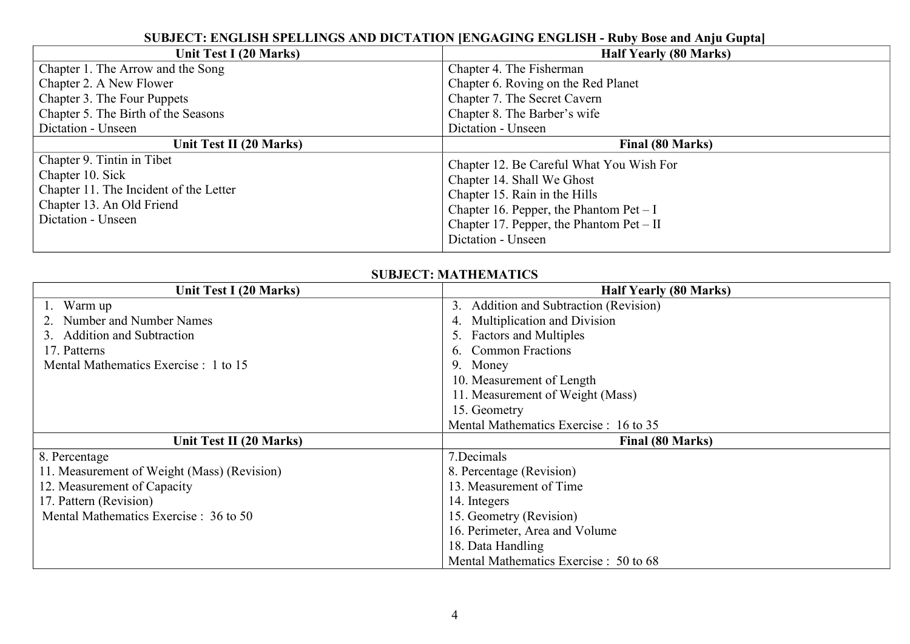**SUBJECT: ENGLISH SPELLINGS AND DICTATION [ENGAGING ENGLISH - Ruby Bose and Anju Gupta]**

| Unit Test I (20 Marks) | Half Yearly (80 Marks) |
|---|---|
| Chapter 1. The Arrow and the Song<br>Chapter 2. A New Flower<br>Chapter 3. The Four Puppets<br>Chapter 5. The Birth of the Seasons<br>Dictation - Unseen | Chapter 4. The Fisherman<br>Chapter 6. Roving on the Red Planet<br>Chapter 7. The Secret Cavern<br>Chapter 8. The Barber's wife<br>Dictation - Unseen |
| **Unit Test II (20 Marks)** | **Final (80 Marks)** |
| Chapter 9. Tintin in Tibet<br>Chapter 10. Sick<br>Chapter 11. The Incident of the Letter<br>Chapter 13. An Old Friend<br>Dictation - Unseen | Chapter 12. Be Careful What You Wish For<br>Chapter 14. Shall We Ghost<br>Chapter 15. Rain in the Hills<br>Chapter 16. Pepper, the Phantom Pet – I<br>Chapter 17. Pepper, the Phantom Pet – II<br>Dictation - Unseen |

**SUBJECT: MATHEMATICS**

| Unit Test I (20 Marks) | Half Yearly (80 Marks) |
|---|---|
| 1. Warm up<br>2. Number and Number Names<br>3. Addition and Subtraction<br>17. Patterns<br>Mental Mathematics Exercise : 1 to 15 | 3. Addition and Subtraction (Revision)<br>4. Multiplication and Division<br>5. Factors and Multiples<br>6. Common Fractions<br>9. Money<br>10. Measurement of Length<br>11. Measurement of Weight (Mass)<br>15. Geometry<br>Mental Mathematics Exercise : 16 to 35 |
| **Unit Test II (20 Marks)** | **Final (80 Marks)** |
| 8. Percentage<br>11. Measurement of Weight (Mass) (Revision)<br>12. Measurement of Capacity<br>17. Pattern (Revision)<br>Mental Mathematics Exercise : 36 to 50 | 7.Decimals<br>8. Percentage (Revision)<br>13. Measurement of Time<br>14. Integers<br>15. Geometry (Revision)<br>16. Perimeter, Area and Volume<br>18. Data Handling<br>Mental Mathematics Exercise : 50 to 68 |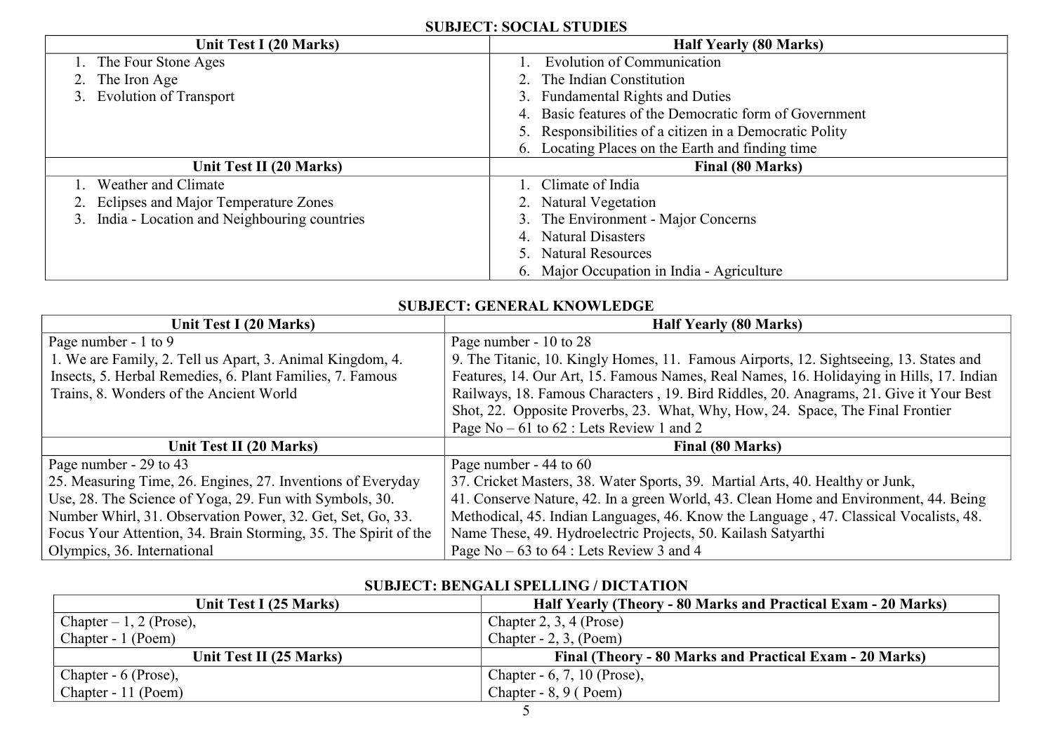**SUBJECT: SOCIAL STUDIES**

| Unit Test I (20 Marks) | Half Yearly (80 Marks) |
|---|---|
| 1. The Four Stone Ages<br>2. The Iron Age<br>3. Evolution of Transport | 1. Evolution of Communication<br>2. The Indian Constitution<br>3. Fundamental Rights and Duties<br>4. Basic features of the Democratic form of Government<br>5. Responsibilities of a citizen in a Democratic Polity<br>6. Locating Places on the Earth and finding time |
| **Unit Test II (20 Marks)** | **Final (80 Marks)** |
| 1. Weather and Climate<br>2. Eclipses and Major Temperature Zones<br>3. India - Location and Neighbouring countries | 1. Climate of India<br>2. Natural Vegetation<br>3. The Environment - Major Concerns<br>4. Natural Disasters<br>5. Natural Resources<br>6. Major Occupation in India - Agriculture |

**SUBJECT: GENERAL KNOWLEDGE**

| Unit Test I (20 Marks) | Half Yearly (80 Marks) |
|---|---|
| Page number - 1 to 9<br>1. We are Family, 2. Tell us Apart, 3. Animal Kingdom, 4. Insects, 5. Herbal Remedies, 6. Plant Families, 7. Famous Trains, 8. Wonders of the Ancient World | Page number - 10 to 28<br>9. The Titanic, 10. Kingly Homes, 11. Famous Airports, 12. Sightseeing, 13. States and Features, 14. Our Art, 15. Famous Names, Real Names, 16. Holidaying in Hills, 17. Indian Railways, 18. Famous Characters , 19. Bird Riddles, 20. Anagrams, 21. Give it Your Best Shot, 22. Opposite Proverbs, 23. What, Why, How, 24. Space, The Final Frontier<br>Page No – 61 to 62 : Lets Review 1 and 2 |
| **Unit Test II (20 Marks)** | **Final (80 Marks)** |
| Page number - 29 to 43<br>25. Measuring Time, 26. Engines, 27. Inventions of Everyday Use, 28. The Science of Yoga, 29. Fun with Symbols, 30. Number Whirl, 31. Observation Power, 32. Get, Set, Go, 33. Focus Your Attention, 34. Brain Storming, 35. The Spirit of the Olympics, 36. International | Page number - 44 to 60<br>37. Cricket Masters, 38. Water Sports, 39. Martial Arts, 40. Healthy or Junk, 41. Conserve Nature, 42. In a green World, 43. Clean Home and Environment, 44. Being Methodical, 45. Indian Languages, 46. Know the Language , 47. Classical Vocalists, 48. Name These, 49. Hydroelectric Projects, 50. Kailash Satyarthi<br>Page No – 63 to 64 : Lets Review 3 and 4 |

**SUBJECT: BENGALI SPELLING / DICTATION**

| Unit Test I (25 Marks) | Half Yearly (Theory - 80 Marks and Practical Exam - 20 Marks) |
|---|---|
| Chapter – 1, 2 (Prose),<br>Chapter - 1 (Poem) | Chapter 2, 3, 4 (Prose)<br>Chapter - 2, 3, (Poem) |
| **Unit Test II (25 Marks)** | **Final (Theory - 80 Marks and Practical Exam - 20 Marks)** |
| Chapter - 6 (Prose),<br>Chapter - 11 (Poem) | Chapter - 6, 7, 10 (Prose),<br>Chapter - 8, 9 ( Poem) |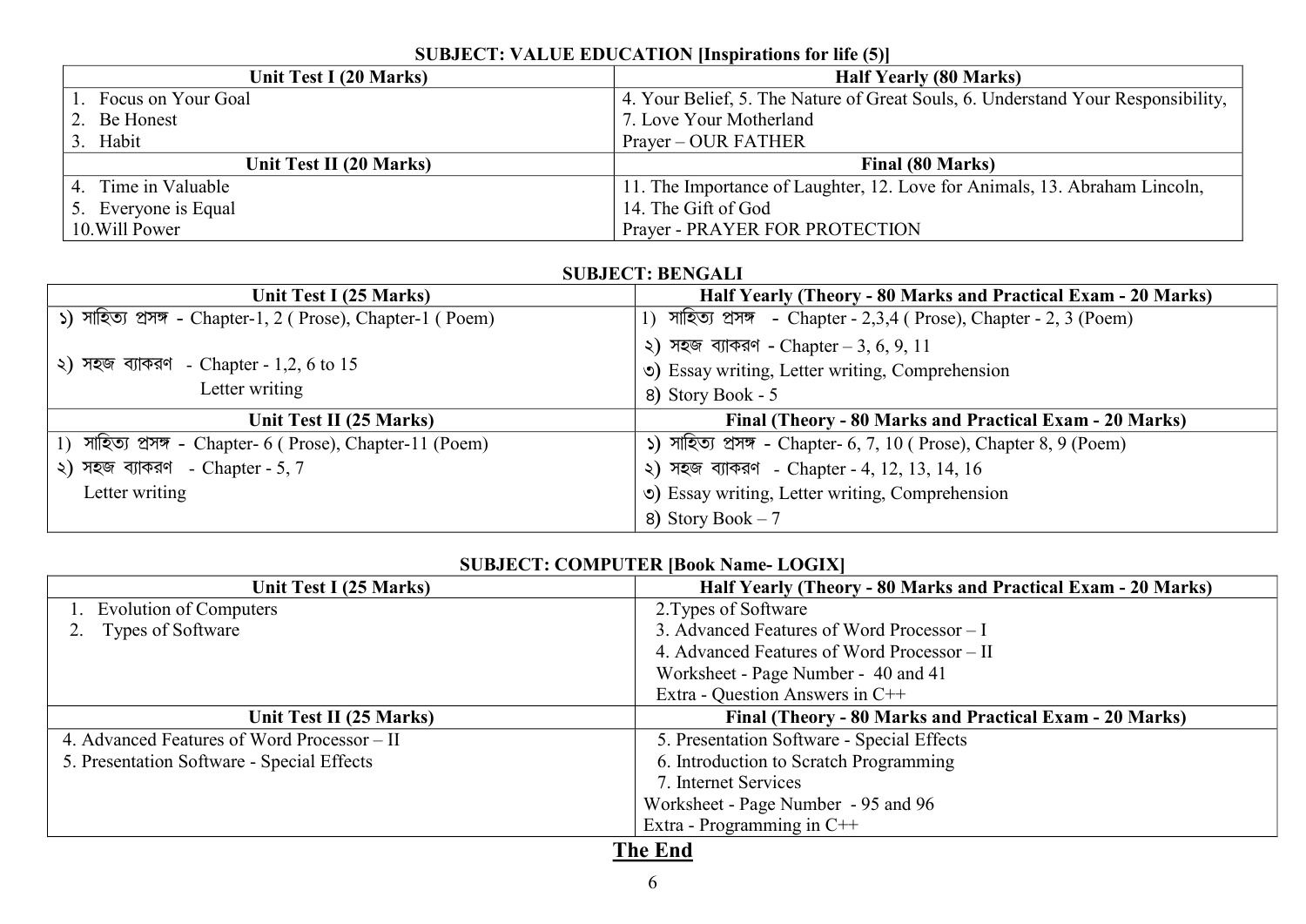**SUBJECT: VALUE EDUCATION [Inspirations for life (5)]**

| Unit Test I (20 Marks) | Half Yearly (80 Marks) |
| --- | --- |
| 1. Focus on Your Goal<br>2. Be Honest<br>3. Habit | 4. Your Belief, 5. The Nature of Great Souls, 6. Understand Your Responsibility, 7. Love Your Motherland<br>Prayer – OUR FATHER |
| **Unit Test II (20 Marks)** | **Final (80 Marks)** |
| 4. Time in Valuable<br>5. Everyone is Equal<br>10.Will Power | 11. The Importance of Laughter, 12. Love for Animals, 13. Abraham Lincoln, 14. The Gift of God<br>Prayer - PRAYER FOR PROTECTION |

**SUBJECT: BENGALI**

| Unit Test I (25 Marks) | Half Yearly (Theory - 80 Marks and Practical Exam - 20 Marks) |
| --- | --- |
| ১) সাহিত্য প্রসঙ্গ - Chapter-1, 2 ( Prose), Chapter-1 ( Poem)<br>২) সহজ ব্যাকরণ - Chapter - 1,2, 6 to 15<br>Letter writing | 1) সাহিত্য প্রসঙ্গ - Chapter - 2,3,4 ( Prose), Chapter - 2, 3 (Poem)<br>২) সহজ ব্যাকরণ - Chapter – 3, 6, 9, 11<br>৩) Essay writing, Letter writing, Comprehension<br>৪) Story Book - 5 |
| **Unit Test II (25 Marks)** | **Final (Theory - 80 Marks and Practical Exam - 20 Marks)** |
| 1) সাহিত্য প্রসঙ্গ - Chapter- 6 ( Prose), Chapter-11 (Poem)<br>২) সহজ ব্যাকরণ - Chapter - 5, 7<br>Letter writing | ১) সাহিত্য প্রসঙ্গ - Chapter- 6, 7, 10 ( Prose), Chapter 8, 9 (Poem)<br>২) সহজ ব্যাকরণ - Chapter - 4, 12, 13, 14, 16<br>৩) Essay writing, Letter writing, Comprehension<br>৪) Story Book – 7 |

**SUBJECT: COMPUTER [Book Name- LOGIX]**

| Unit Test I (25 Marks) | Half Yearly (Theory - 80 Marks and Practical Exam - 20 Marks) |
| --- | --- |
| 1. Evolution of Computers<br>2. Types of Software | 2.Types of Software<br>3. Advanced Features of Word Processor – I<br>4. Advanced Features of Word Processor – II<br>Worksheet - Page Number - 40 and 41<br>Extra - Question Answers in C++ |
| **Unit Test II (25 Marks)** | **Final (Theory - 80 Marks and Practical Exam - 20 Marks)** |
| 4. Advanced Features of Word Processor – II<br>5. Presentation Software - Special Effects | 5. Presentation Software - Special Effects<br>6. Introduction to Scratch Programming<br>7. Internet Services<br>Worksheet - Page Number - 95 and 96<br>Extra - Programming in C++ |

**The End**